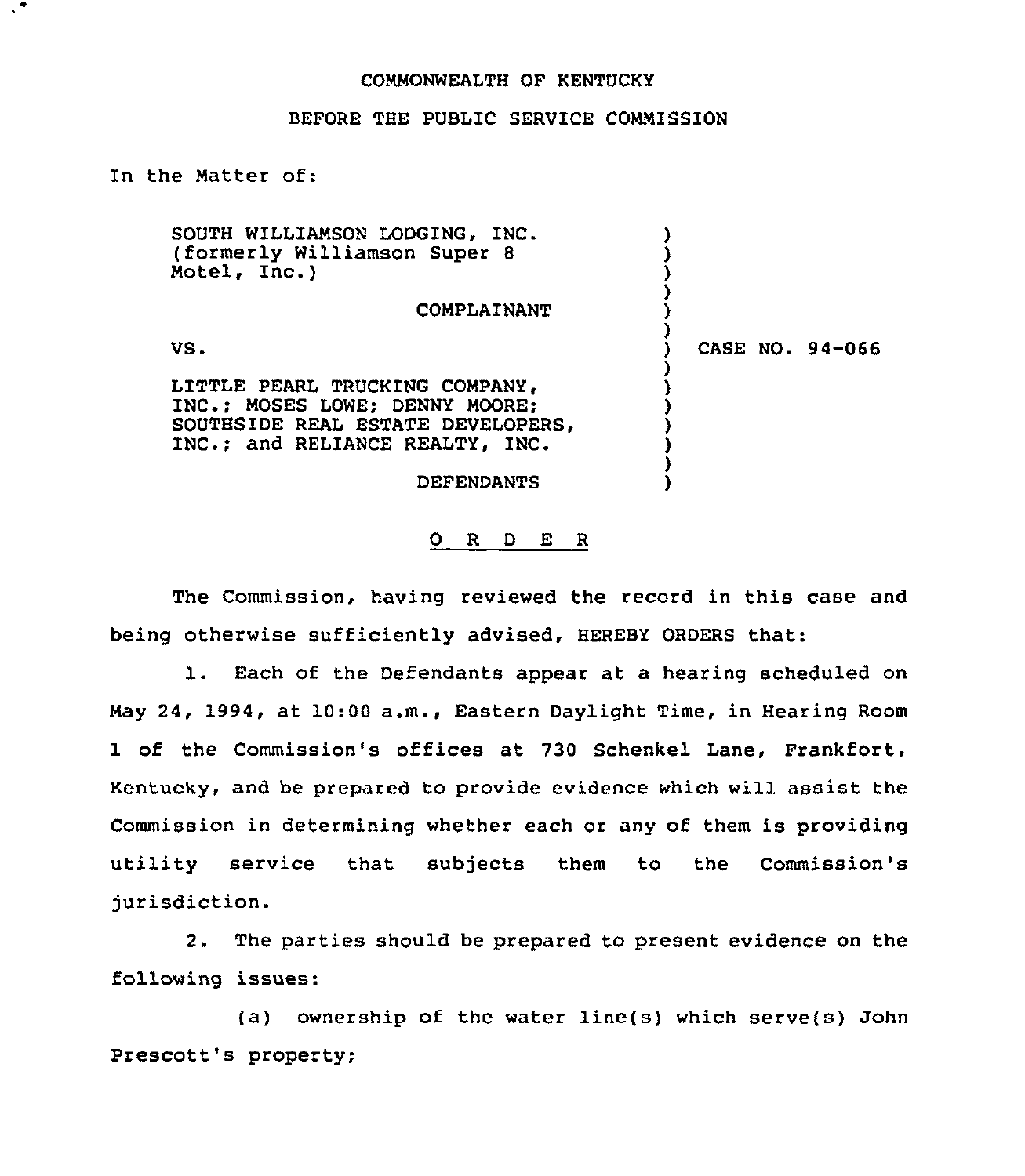COMMONWEALTH OF KENTUCKY

BEFORE THE PUBLIC SERVICE COMMISSION

In the Matter of:

SOUTH WILLIAMSON LODGING, INC. (formerly Williamson Super 8 Motel, Inc.)

COMPLAINANT

VS.

LITTLE PEARL TRUCKING COMPANY, INC.; MOSES LOWE; DENNY MOORE; SOUTHSIDE REAL ESTATE DEVELOPERS, INC.; and RELIANCE REALTY, INC.

DEFENDANTS

CASE NO. 94-066

O R D E R

The Commission, having reviewed the record in this case and being otherwise sufficiently advised, HEREBY ORDERS that:

1. Each of the Defendants appear at a hearing scheduled on May 24, 1994, at 10:00 a.m., Eastern Daylight Time, in Hearing Room 1 of the Commission's offices at 730 Schenkel Lane, Frankfort, Kentucky, and be prepared to provide evidence which will assist the Commission in determining whether each or any of them is providing utility service that subjects them to the Commission's jurisdiction.

2. The parties should be prepared to present evidence on the following issues:

(a) ownership of the water line(s) which serve(s) John Prescott's property;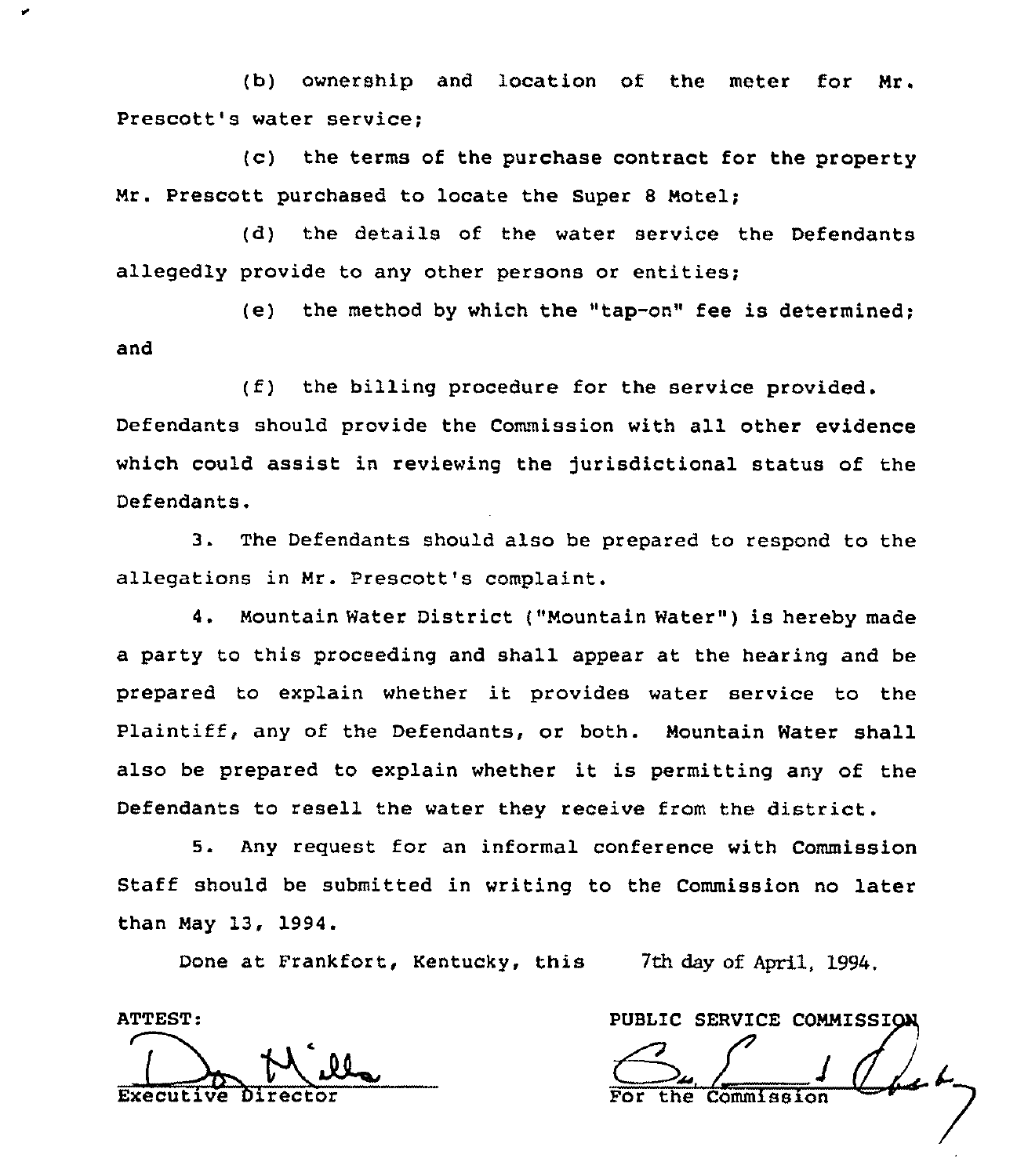(b) ownership and location of the meter for Mr. Prescott's water service;

(c) the terms of the purchase contract for the property Mr. Prescott purchased to locate the Super 8 Motel;

(d) the details of the water service the Defendants allegedly provide to any other persons or entities;

(e) the method by which the "tap-on" fee is determined; and

(f) the billing procedure for the service provided.

Defendants should provide the Commission with all other evidence which could assist in reviewing the jurisdictional status of the Defendants.

3. The Defendants should also be prepared to respond to the allegations in Mr. Prescott's complaint.

4. Mountain Water District ("Mountain Water") is hereby made a party to this proceeding and shall appear at the hearing and be prepared to explain whether it provides water service to the Plaintiff, any of the Defendants, or both. Mountain Water shall also be prepared to explain whether it is permitting any of the Defendants to resell the water they receive from the district.

5. Any request for an informal conference with Commission Staff should be submitted in writing to the Commission no later than May 13, 1994.

Done at Frankfort, Kentucky, this 7th day of April, 1994.

ATTEST:

Executive Director

PUBLIC SERVICE COMMISSION

For the Commission